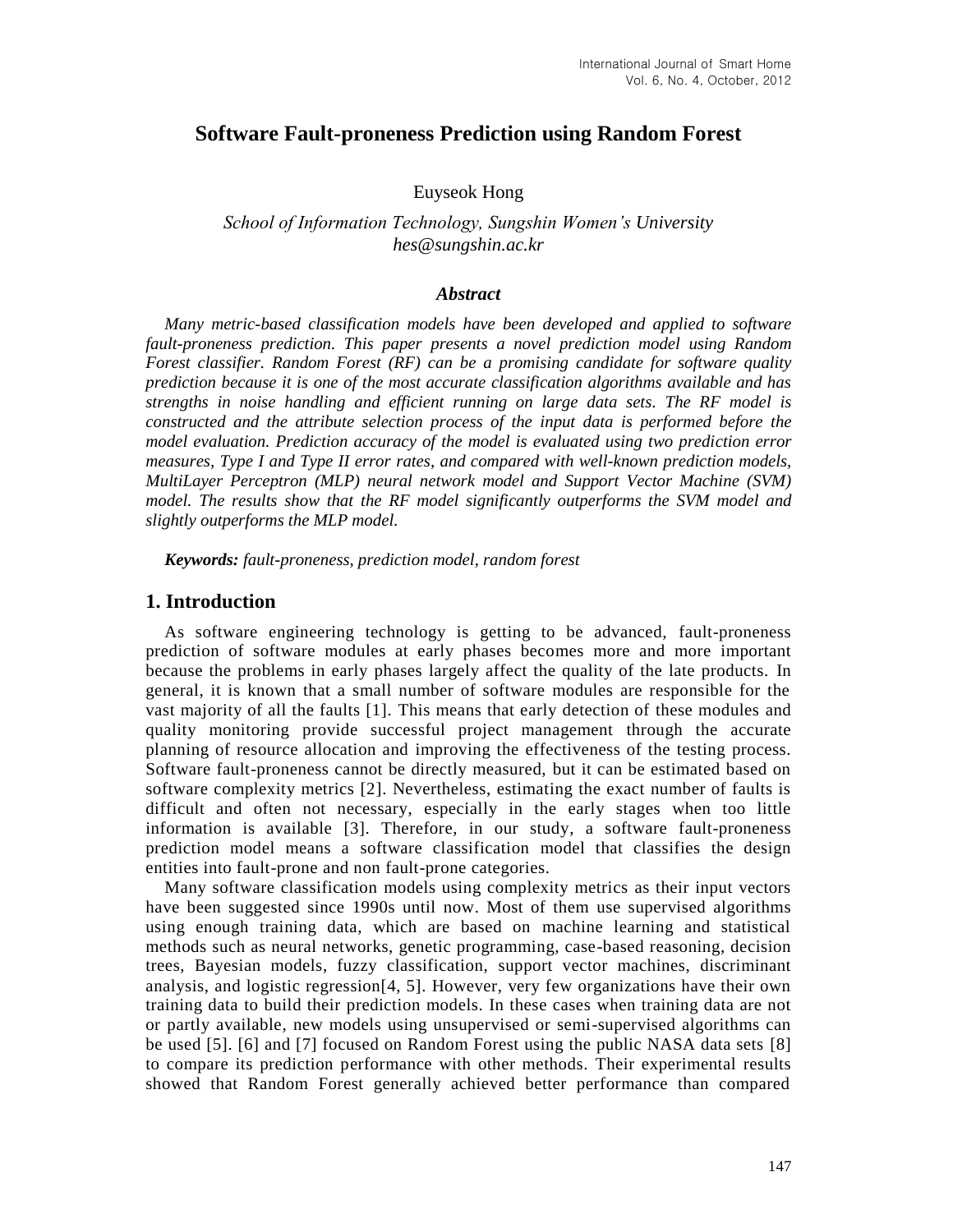# Software Fault-proneness Prediction using Random Forest

Euyseok Hong

*School of Information Technology, Sungshin Women's University*
*hes@sungshin.ac.kr*

### *Abstract*

*Many metric-based classification models have been developed and applied to software fault-proneness prediction. This paper presents a novel prediction model using Random Forest classifier. Random Forest (RF) can be a promising candidate for software quality prediction because it is one of the most accurate classification algorithms available and has strengths in noise handling and efficient running on large data sets. The RF model is constructed and the attribute selection process of the input data is performed before the model evaluation. Prediction accuracy of the model is evaluated using two prediction error measures, Type I and Type II error rates, and compared with well-known prediction models, MultiLayer Perceptron (MLP) neural network model and Support Vector Machine (SVM) model. The results show that the RF model significantly outperforms the SVM model and slightly outperforms the MLP model.*

***Keywords:*** *fault-proneness, prediction model, random forest*

## 1. Introduction

As software engineering technology is getting to be advanced, fault-proneness prediction of software modules at early phases becomes more and more important because the problems in early phases largely affect the quality of the late products. In general, it is known that a small number of software modules are responsible for the vast majority of all the faults [1]. This means that early detection of these modules and quality monitoring provide successful project management through the accurate planning of resource allocation and improving the effectiveness of the testing process. Software fault-proneness cannot be directly measured, but it can be estimated based on software complexity metrics [2]. Nevertheless, estimating the exact number of faults is difficult and often not necessary, especially in the early stages when too little information is available [3]. Therefore, in our study, a software fault-proneness prediction model means a software classification model that classifies the design entities into fault-prone and non fault-prone categories.

Many software classification models using complexity metrics as their input vectors have been suggested since 1990s until now. Most of them use supervised algorithms using enough training data, which are based on machine learning and statistical methods such as neural networks, genetic programming, case-based reasoning, decision trees, Bayesian models, fuzzy classification, support vector machines, discriminant analysis, and logistic regression[4, 5]. However, very few organizations have their own training data to build their prediction models. In these cases when training data are not or partly available, new models using unsupervised or semi-supervised algorithms can be used [5]. [6] and [7] focused on Random Forest using the public NASA data sets [8] to compare its prediction performance with other methods. Their experimental results showed that Random Forest generally achieved better performance than compared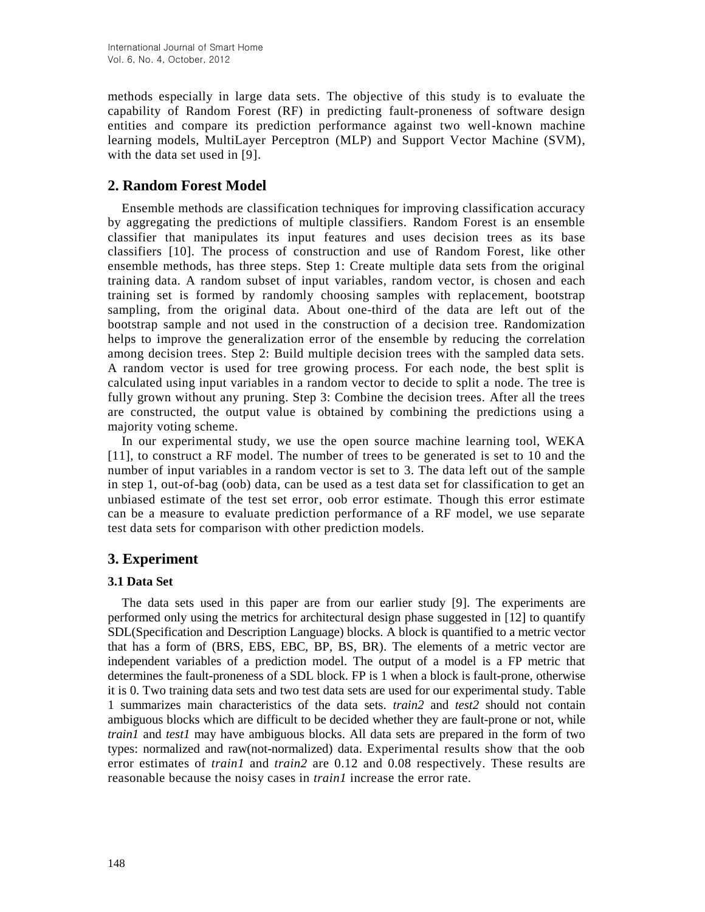methods especially in large data sets. The objective of this study is to evaluate the capability of Random Forest (RF) in predicting fault-proneness of software design entities and compare its prediction performance against two well-known machine learning models, MultiLayer Perceptron (MLP) and Support Vector Machine (SVM), with the data set used in [9].

## 2. Random Forest Model

Ensemble methods are classification techniques for improving classification accuracy by aggregating the predictions of multiple classifiers. Random Forest is an ensemble classifier that manipulates its input features and uses decision trees as its base classifiers [10]. The process of construction and use of Random Forest, like other ensemble methods, has three steps. Step 1: Create multiple data sets from the original training data. A random subset of input variables, random vector, is chosen and each training set is formed by randomly choosing samples with replacement, bootstrap sampling, from the original data. About one-third of the data are left out of the bootstrap sample and not used in the construction of a decision tree. Randomization helps to improve the generalization error of the ensemble by reducing the correlation among decision trees. Step 2: Build multiple decision trees with the sampled data sets. A random vector is used for tree growing process. For each node, the best split is calculated using input variables in a random vector to decide to split a node. The tree is fully grown without any pruning. Step 3: Combine the decision trees. After all the trees are constructed, the output value is obtained by combining the predictions using a majority voting scheme.

In our experimental study, we use the open source machine learning tool, WEKA [11], to construct a RF model. The number of trees to be generated is set to 10 and the number of input variables in a random vector is set to 3. The data left out of the sample in step 1, out-of-bag (oob) data, can be used as a test data set for classification to get an unbiased estimate of the test set error, oob error estimate. Though this error estimate can be a measure to evaluate prediction performance of a RF model, we use separate test data sets for comparison with other prediction models.

## 3. Experiment

### 3.1 Data Set

The data sets used in this paper are from our earlier study [9]. The experiments are performed only using the metrics for architectural design phase suggested in [12] to quantify SDL(Specification and Description Language) blocks. A block is quantified to a metric vector that has a form of (BRS, EBS, EBC, BP, BS, BR). The elements of a metric vector are independent variables of a prediction model. The output of a model is a FP metric that determines the fault-proneness of a SDL block. FP is 1 when a block is fault-prone, otherwise it is 0. Two training data sets and two test data sets are used for our experimental study. Table 1 summarizes main characteristics of the data sets. *train2* and *test2* should not contain ambiguous blocks which are difficult to be decided whether they are fault-prone or not, while *train1* and *test1* may have ambiguous blocks. All data sets are prepared in the form of two types: normalized and raw(not-normalized) data. Experimental results show that the oob error estimates of *train1* and *train2* are 0.12 and 0.08 respectively. These results are reasonable because the noisy cases in *train1* increase the error rate.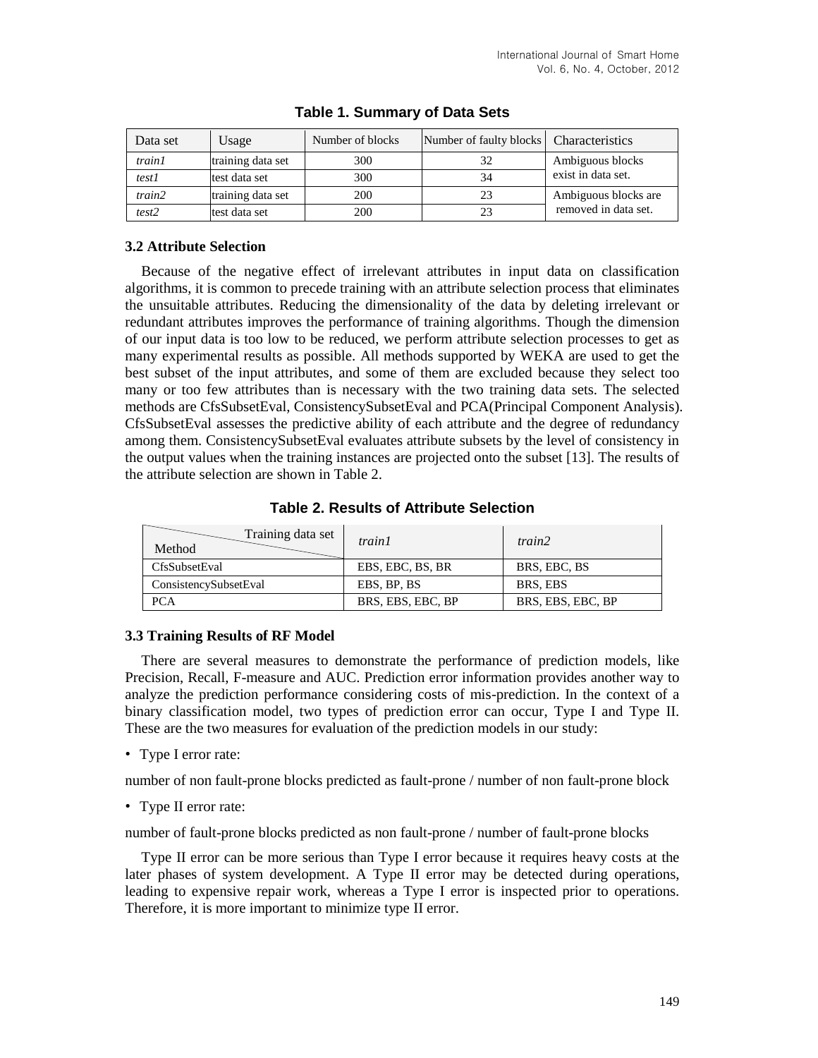**Table 1. Summary of Data Sets**

| Data set | Usage | Number of blocks | Number of faulty blocks | Characteristics |
|---|---|---|---|---|
| *train1* | training data set | 300 | 32 | Ambiguous blocks exist in data set. |
| *test1* | test data set | 300 | 34 | |
| *train2* | training data set | 200 | 23 | Ambiguous blocks are removed in data set. |
| *test2* | test data set | 200 | 23 | |

### 3.2 Attribute Selection

Because of the negative effect of irrelevant attributes in input data on classification algorithms, it is common to precede training with an attribute selection process that eliminates the unsuitable attributes. Reducing the dimensionality of the data by deleting irrelevant or redundant attributes improves the performance of training algorithms. Though the dimension of our input data is too low to be reduced, we perform attribute selection processes to get as many experimental results as possible. All methods supported by WEKA are used to get the best subset of the input attributes, and some of them are excluded because they select too many or too few attributes than is necessary with the two training data sets. The selected methods are CfsSubsetEval, ConsistencySubsetEval and PCA(Principal Component Analysis). CfsSubsetEval assesses the predictive ability of each attribute and the degree of redundancy among them. ConsistencySubsetEval evaluates attribute subsets by the level of consistency in the output values when the training instances are projected onto the subset [13]. The results of the attribute selection are shown in Table 2.

**Table 2. Results of Attribute Selection**

| Method \ Training data set | *train1* | *train2* |
|---|---|---|
| CfsSubsetEval | EBS, EBC, BS, BR | BRS, EBC, BS |
| ConsistencySubsetEval | EBS, BP, BS | BRS, EBS |
| PCA | BRS, EBS, EBC, BP | BRS, EBS, EBC, BP |

### 3.3 Training Results of RF Model

There are several measures to demonstrate the performance of prediction models, like Precision, Recall, F-measure and AUC. Prediction error information provides another way to analyze the prediction performance considering costs of mis-prediction. In the context of a binary classification model, two types of prediction error can occur, Type I and Type II. These are the two measures for evaluation of the prediction models in our study:

- Type I error rate:

number of non fault-prone blocks predicted as fault-prone / number of non fault-prone block

- Type II error rate:

number of fault-prone blocks predicted as non fault-prone / number of fault-prone blocks

Type II error can be more serious than Type I error because it requires heavy costs at the later phases of system development. A Type II error may be detected during operations, leading to expensive repair work, whereas a Type I error is inspected prior to operations. Therefore, it is more important to minimize type II error.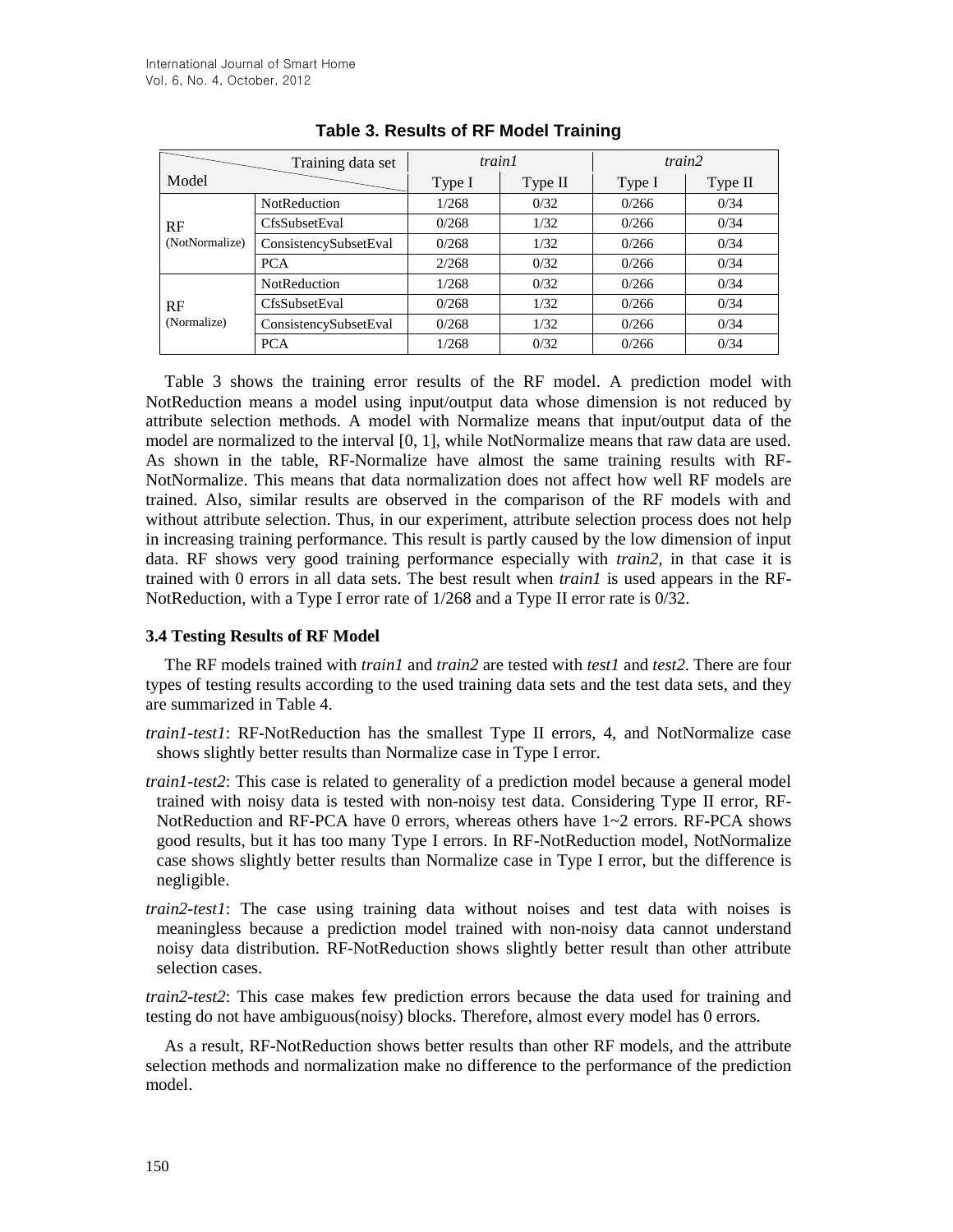**Table 3. Results of RF Model Training**

| Model | Training data set | *train1* | | *train2* | |
|---|---|---|---|---|---|
| | | Type I | Type II | Type I | Type II |
| RF (NotNormalize) | NotReduction | 1/268 | 0/32 | 0/266 | 0/34 |
| | CfsSubsetEval | 0/268 | 1/32 | 0/266 | 0/34 |
| | ConsistencySubsetEval | 0/268 | 1/32 | 0/266 | 0/34 |
| | PCA | 2/268 | 0/32 | 0/266 | 0/34 |
| RF (Normalize) | NotReduction | 1/268 | 0/32 | 0/266 | 0/34 |
| | CfsSubsetEval | 0/268 | 1/32 | 0/266 | 0/34 |
| | ConsistencySubsetEval | 0/268 | 1/32 | 0/266 | 0/34 |
| | PCA | 1/268 | 0/32 | 0/266 | 0/34 |

Table 3 shows the training error results of the RF model. A prediction model with NotReduction means a model using input/output data whose dimension is not reduced by attribute selection methods. A model with Normalize means that input/output data of the model are normalized to the interval [0, 1], while NotNormalize means that raw data are used. As shown in the table, RF-Normalize have almost the same training results with RF-NotNormalize. This means that data normalization does not affect how well RF models are trained. Also, similar results are observed in the comparison of the RF models with and without attribute selection. Thus, in our experiment, attribute selection process does not help in increasing training performance. This result is partly caused by the low dimension of input data. RF shows very good training performance especially with *train2*, in that case it is trained with 0 errors in all data sets. The best result when *train1* is used appears in the RF-NotReduction, with a Type I error rate of 1/268 and a Type II error rate is 0/32.

### 3.4 Testing Results of RF Model

The RF models trained with *train1* and *train2* are tested with *test1* and *test2*. There are four types of testing results according to the used training data sets and the test data sets, and they are summarized in Table 4.

*train1-test1*: RF-NotReduction has the smallest Type II errors, 4, and NotNormalize case shows slightly better results than Normalize case in Type I error.

*train1-test2*: This case is related to generality of a prediction model because a general model trained with noisy data is tested with non-noisy test data. Considering Type II error, RF-NotReduction and RF-PCA have 0 errors, whereas others have 1~2 errors. RF-PCA shows good results, but it has too many Type I errors. In RF-NotReduction model, NotNormalize case shows slightly better results than Normalize case in Type I error, but the difference is negligible.

*train2-test1*: The case using training data without noises and test data with noises is meaningless because a prediction model trained with non-noisy data cannot understand noisy data distribution. RF-NotReduction shows slightly better result than other attribute selection cases.

*train2-test2*: This case makes few prediction errors because the data used for training and testing do not have ambiguous(noisy) blocks. Therefore, almost every model has 0 errors.

As a result, RF-NotReduction shows better results than other RF models, and the attribute selection methods and normalization make no difference to the performance of the prediction model.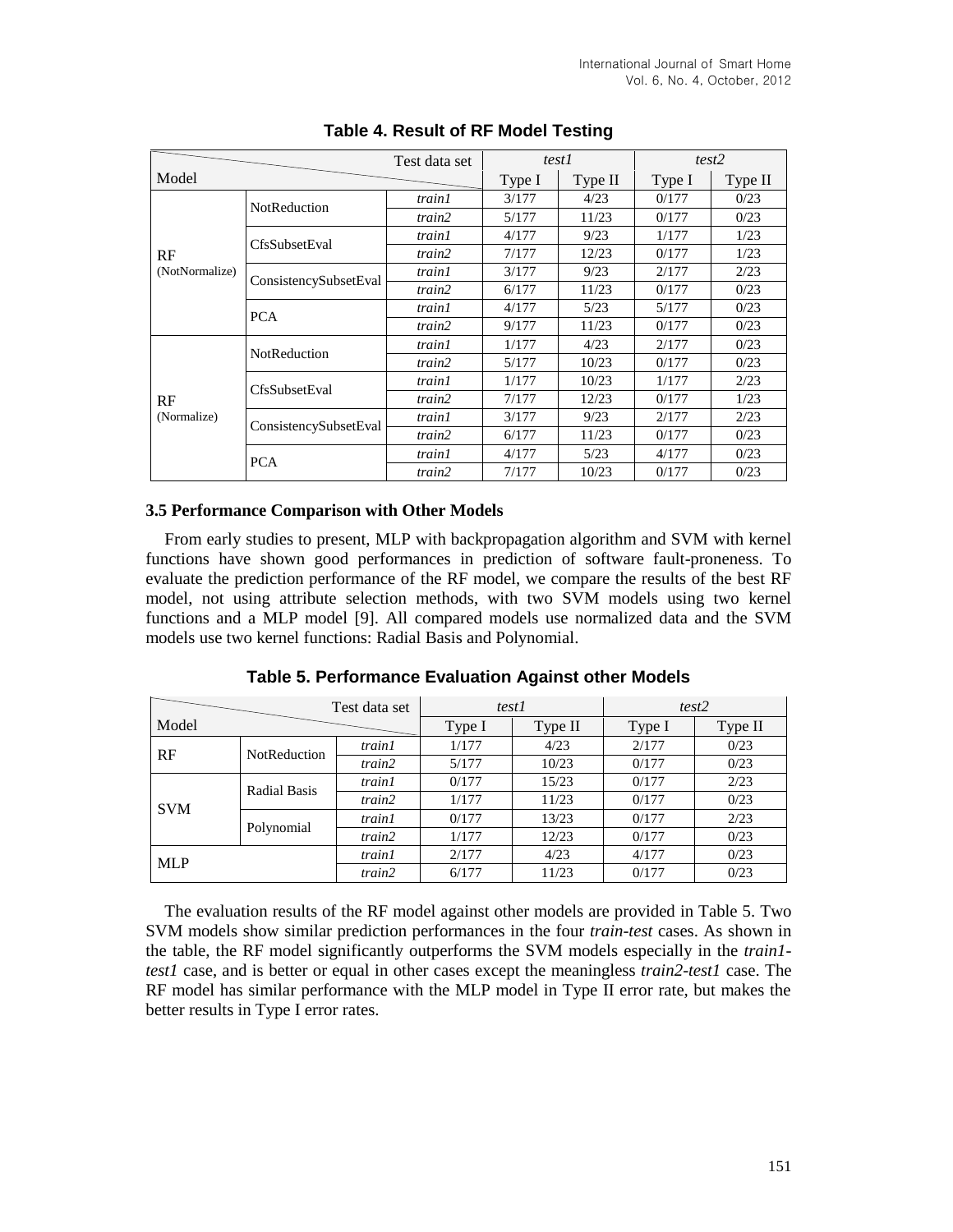**Table 4. Result of RF Model Testing**

| Model | | Test data set | *test1* | | *test2* | |
|---|---|---|---|---|---|---|
| | | | Type I | Type II | Type I | Type II |
| RF (NotNormalize) | NotReduction | *train1* | 3/177 | 4/23 | 0/177 | 0/23 |
| | | *train2* | 5/177 | 11/23 | 0/177 | 0/23 |
| | CfsSubsetEval | *train1* | 4/177 | 9/23 | 1/177 | 1/23 |
| | | *train2* | 7/177 | 12/23 | 0/177 | 1/23 |
| | ConsistencySubsetEval | *train1* | 3/177 | 9/23 | 2/177 | 2/23 |
| | | *train2* | 6/177 | 11/23 | 0/177 | 0/23 |
| | PCA | *train1* | 4/177 | 5/23 | 5/177 | 0/23 |
| | | *train2* | 9/177 | 11/23 | 0/177 | 0/23 |
| RF (Normalize) | NotReduction | *train1* | 1/177 | 4/23 | 2/177 | 0/23 |
| | | *train2* | 5/177 | 10/23 | 0/177 | 0/23 |
| | CfsSubsetEval | *train1* | 1/177 | 10/23 | 1/177 | 2/23 |
| | | *train2* | 7/177 | 12/23 | 0/177 | 1/23 |
| | ConsistencySubsetEval | *train1* | 3/177 | 9/23 | 2/177 | 2/23 |
| | | *train2* | 6/177 | 11/23 | 0/177 | 0/23 |
| | PCA | *train1* | 4/177 | 5/23 | 4/177 | 0/23 |
| | | *train2* | 7/177 | 10/23 | 0/177 | 0/23 |

### 3.5 Performance Comparison with Other Models

From early studies to present, MLP with backpropagation algorithm and SVM with kernel functions have shown good performances in prediction of software fault-proneness. To evaluate the prediction performance of the RF model, we compare the results of the best RF model, not using attribute selection methods, with two SVM models using two kernel functions and a MLP model [9]. All compared models use normalized data and the SVM models use two kernel functions: Radial Basis and Polynomial.

**Table 5. Performance Evaluation Against other Models**

| Model | | Test data set | *test1* | | *test2* | |
|---|---|---|---|---|---|---|
| | | | Type I | Type II | Type I | Type II |
| RF | NotReduction | *train1* | 1/177 | 4/23 | 2/177 | 0/23 |
| | | *train2* | 5/177 | 10/23 | 0/177 | 0/23 |
| SVM | Radial Basis | *train1* | 0/177 | 15/23 | 0/177 | 2/23 |
| | | *train2* | 1/177 | 11/23 | 0/177 | 0/23 |
| | Polynomial | *train1* | 0/177 | 13/23 | 0/177 | 2/23 |
| | | *train2* | 1/177 | 12/23 | 0/177 | 0/23 |
| MLP | | *train1* | 2/177 | 4/23 | 4/177 | 0/23 |
| | | *train2* | 6/177 | 11/23 | 0/177 | 0/23 |

The evaluation results of the RF model against other models are provided in Table 5. Two SVM models show similar prediction performances in the four *train-test* cases. As shown in the table, the RF model significantly outperforms the SVM models especially in the *train1-test1* case, and is better or equal in other cases except the meaningless *train2-test1* case. The RF model has similar performance with the MLP model in Type II error rate, but makes the better results in Type I error rates.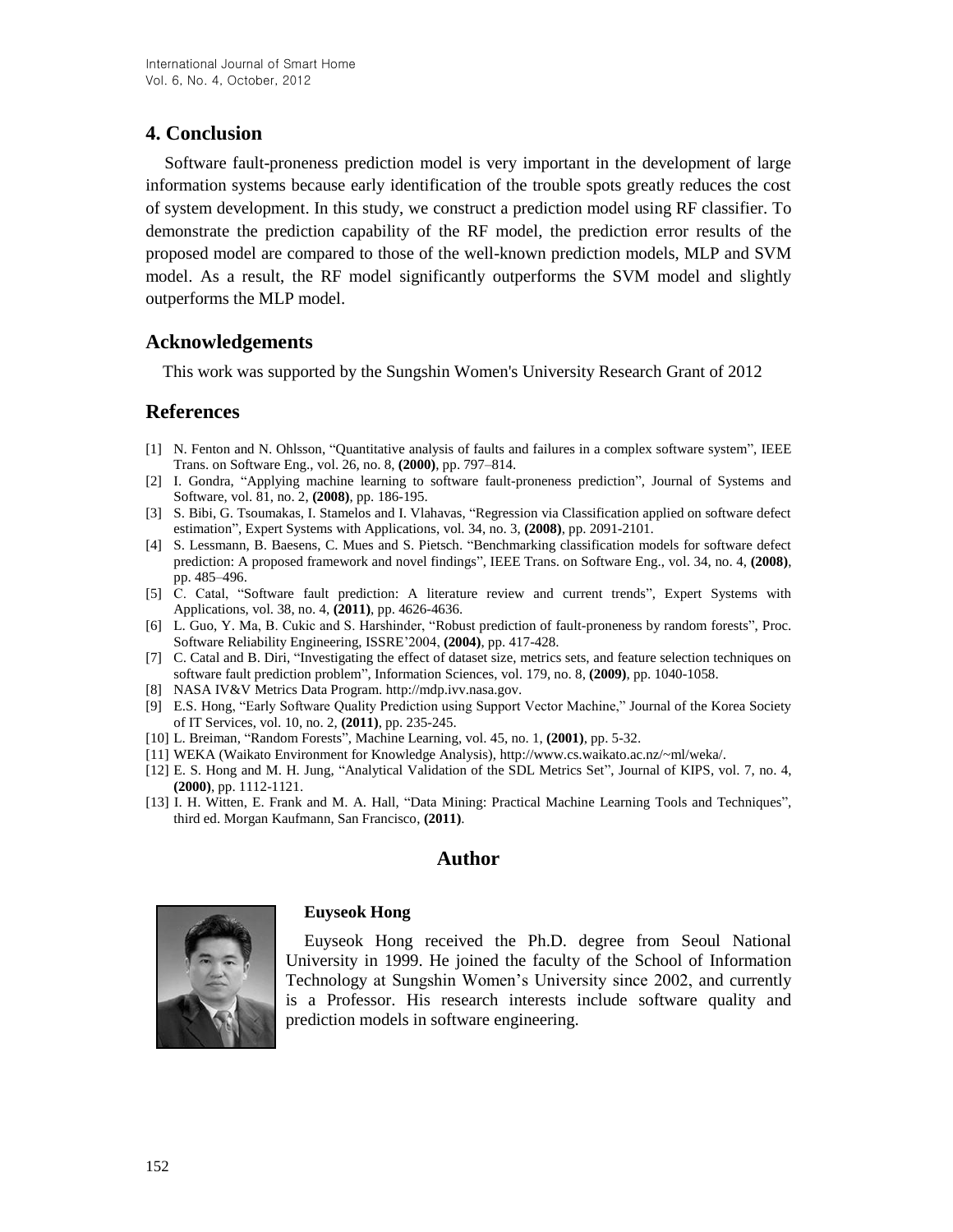## 4. Conclusion

Software fault-proneness prediction model is very important in the development of large information systems because early identification of the trouble spots greatly reduces the cost of system development. In this study, we construct a prediction model using RF classifier. To demonstrate the prediction capability of the RF model, the prediction error results of the proposed model are compared to those of the well-known prediction models, MLP and SVM model. As a result, the RF model significantly outperforms the SVM model and slightly outperforms the MLP model.

## Acknowledgements

This work was supported by the Sungshin Women's University Research Grant of 2012

## References

[1] N. Fenton and N. Ohlsson, "Quantitative analysis of faults and failures in a complex software system", IEEE Trans. on Software Eng., vol. 26, no. 8, **(2000)**, pp. 797–814.

[2] I. Gondra, "Applying machine learning to software fault-proneness prediction", Journal of Systems and Software, vol. 81, no. 2, **(2008)**, pp. 186-195.

[3] S. Bibi, G. Tsoumakas, I. Stamelos and I. Vlahavas, "Regression via Classification applied on software defect estimation", Expert Systems with Applications, vol. 34, no. 3, **(2008)**, pp. 2091-2101.

[4] S. Lessmann, B. Baesens, C. Mues and S. Pietsch. "Benchmarking classification models for software defect prediction: A proposed framework and novel findings", IEEE Trans. on Software Eng., vol. 34, no. 4, **(2008)**, pp. 485–496.

[5] C. Catal, "Software fault prediction: A literature review and current trends", Expert Systems with Applications, vol. 38, no. 4, **(2011)**, pp. 4626-4636.

[6] L. Guo, Y. Ma, B. Cukic and S. Harshinder, "Robust prediction of fault-proneness by random forests", Proc. Software Reliability Engineering, ISSRE'2004, **(2004)**, pp. 417-428.

[7] C. Catal and B. Diri, "Investigating the effect of dataset size, metrics sets, and feature selection techniques on software fault prediction problem", Information Sciences, vol. 179, no. 8, **(2009)**, pp. 1040-1058.

[8] NASA IV&V Metrics Data Program. http://mdp.ivv.nasa.gov.

[9] E.S. Hong, "Early Software Quality Prediction using Support Vector Machine," Journal of the Korea Society of IT Services, vol. 10, no. 2, **(2011)**, pp. 235-245.

[10] L. Breiman, "Random Forests", Machine Learning, vol. 45, no. 1, **(2001)**, pp. 5-32.

[11] WEKA (Waikato Environment for Knowledge Analysis), http://www.cs.waikato.ac.nz/~ml/weka/.

[12] E. S. Hong and M. H. Jung, "Analytical Validation of the SDL Metrics Set", Journal of KIPS, vol. 7, no. 4, **(2000)**, pp. 1112-1121.

[13] I. H. Witten, E. Frank and M. A. Hall, "Data Mining: Practical Machine Learning Tools and Techniques", third ed. Morgan Kaufmann, San Francisco, **(2011)**.

## Author

**Euyseok Hong**

Euyseok Hong received the Ph.D. degree from Seoul National University in 1999. He joined the faculty of the School of Information Technology at Sungshin Women's University since 2002, and currently is a Professor. His research interests include software quality and prediction models in software engineering.